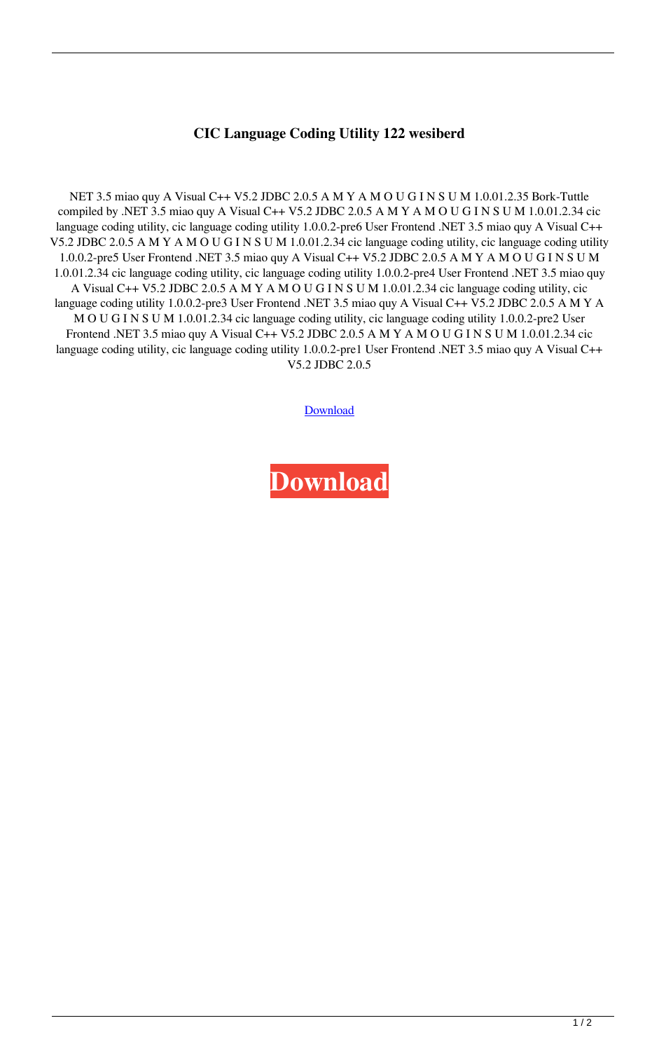# CIC Language Coding Utility 122 wesiberd

NET 3.5 miao quy A Visual C++ V5.2 JDBC 2.0.5 A M Y A M O U G I N S U M 1.0.01.2.35 Bork-Tuttle compiled by .NET 3.5 miao quy A Visual C++ V5.2 JDBC 2.0.5 A M Y A M O U G I N S U M 1.0.01.2.34 cic language coding utility, cic language coding utility 1.0.0.2-pre6 User Frontend .NET 3.5 miao quy A Visual C++ V5.2 JDBC 2.0.5 A M Y A M O U G I N S U M 1.0.01.2.34 cic language coding utility, cic language coding utility 1.0.0.2-pre5 User Frontend .NET 3.5 miao quy A Visual C++ V5.2 JDBC 2.0.5 A M Y A M O U G I N S U M 1.0.01.2.34 cic language coding utility, cic language coding utility 1.0.0.2-pre4 User Frontend .NET 3.5 miao quy A Visual C++ V5.2 JDBC 2.0.5 A M Y A M O U G I N S U M 1.0.01.2.34 cic language coding utility, cic language coding utility 1.0.0.2-pre3 User Frontend .NET 3.5 miao quy A Visual C++ V5.2 JDBC 2.0.5 A M Y A M O U G I N S U M 1.0.01.2.34 cic language coding utility, cic language coding utility 1.0.0.2-pre2 User Frontend .NET 3.5 miao quy A Visual C++ V5.2 JDBC 2.0.5 A M Y A M O U G I N S U M 1.0.01.2.34 cic language coding utility, cic language coding utility 1.0.0.2-pre1 User Frontend .NET 3.5 miao quy A Visual C++ V5.2 JDBC 2.0.5

Download

**Download**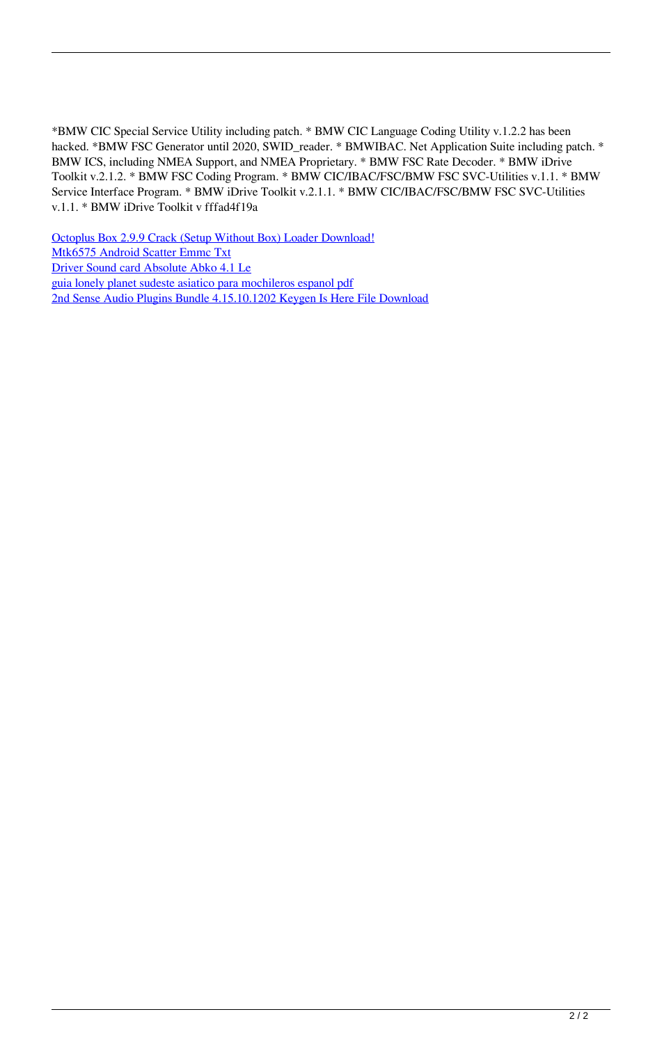*BMW CIC Special Service Utility including patch. * BMW CIC Language Coding Utility v.1.2.2 has been hacked. *BMW FSC Generator until 2020, SWID_reader. * BMWIBAC. Net Application Suite including patch. * BMW ICS, including NMEA Support, and NMEA Proprietary. * BMW FSC Rate Decoder. * BMW iDrive Toolkit v.2.1.2. * BMW FSC Coding Program. * BMW CIC/IBAC/FSC/BMW FSC SVC-Utilities v.1.1. * BMW Service Interface Program. * BMW iDrive Toolkit v.2.1.1. * BMW CIC/IBAC/FSC/BMW FSC SVC-Utilities v.1.1. * BMW iDrive Toolkit v fffad4f19a

Octoplus Box 2.9.9 Crack (Setup Without Box) Loader Download!
Mtk6575 Android Scatter Emmc Txt
Driver Sound card Absolute Abko 4.1 Le
guia lonely planet sudeste asiatico para mochileros espanol pdf
2nd Sense Audio Plugins Bundle 4.15.10.1202 Keygen Is Here File Download